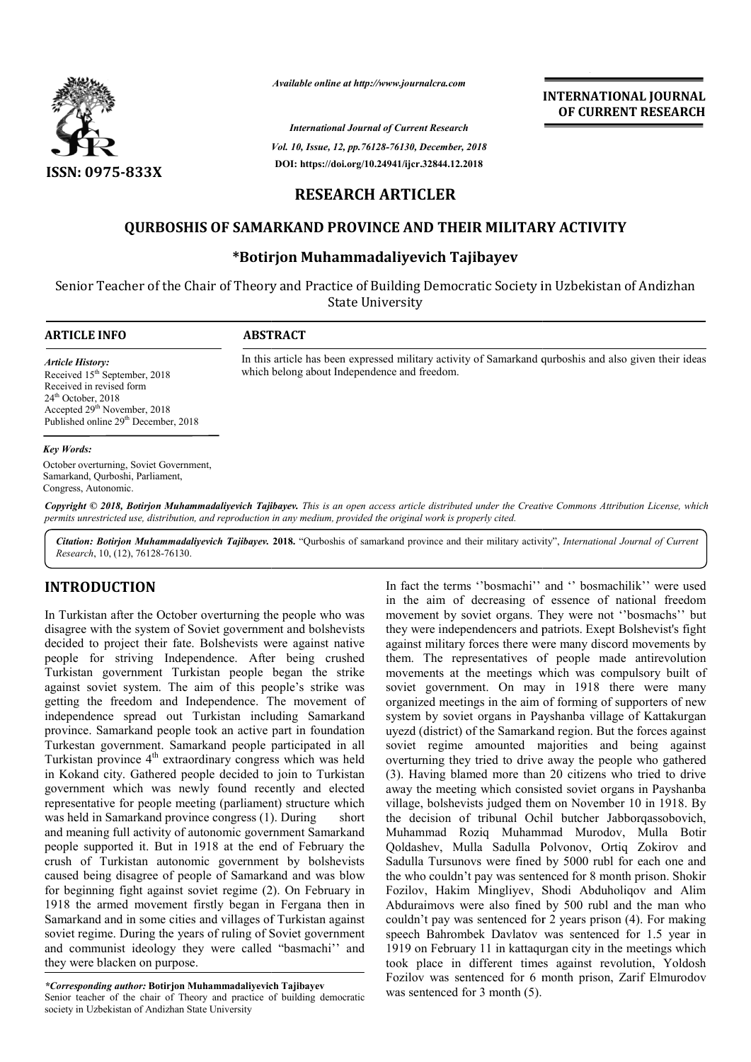*Available online at http://www.journalcra.com*

*International Journal of Current Research*
*Vol. 10, Issue, 12, pp.76128-76130, December, 2018*
**DOI: https://doi.org/10.24941/ijcr.32844.12.2018**

**INTERNATIONAL JOURNAL OF CURRENT RESEARCH**

ISSN: 0975-833X

# RESEARCH ARTICLER

# QURBOSHIS OF SAMARKAND PROVINCE AND THEIR MILITARY ACTIVITY

## *Botirjon Muhammadaliyevich Tajibayev

Senior Teacher of the Chair of Theory and Practice of Building Democratic Society in Uzbekistan of Andizhan State University

**ARTICLE INFO**

*Article History:*
Received 15th September, 2018
Received in revised form
24th October, 2018
Accepted 29th November, 2018
Published online 29th December, 2018

*Key Words:*
October overturning, Soviet Government, Samarkand, Qurboshi, Parliament, Congress, Autonomic.

**ABSTRACT**

In this article has been expressed military activity of Samarkand qurboshis and also given their ideas which belong about Independence and freedom.

*Copyright © 2018, Botirjon Muhammadaliyevich Tajibayev. This is an open access article distributed under the Creative Commons Attribution License, which permits unrestricted use, distribution, and reproduction in any medium, provided the original work is properly cited.*

*Citation: Botirjon Muhammadaliyevich Tajibayev.* **2018.** "Qurboshis of samarkand province and their military activity", *International Journal of Current Research*, 10, (12), 76128-76130.

## INTRODUCTION

In Turkistan after the October overturning the people who was disagree with the system of Soviet government and bolshevists decided to project their fate. Bolshevists were against native people for striving Independence. After being crushed Turkistan government Turkistan people began the strike against soviet system. The aim of this people's strike was getting the freedom and Independence. The movement of independence spread out Turkistan including Samarkand province. Samarkand people took an active part in foundation Turkestan government. Samarkand people participated in all Turkistan province 4th extraordinary congress which was held in Kokand city. Gathered people decided to join to Turkistan government which was newly found recently and elected representative for people meeting (parliament) structure which was held in Samarkand province congress (1). During short and meaning full activity of autonomic government Samarkand people supported it. But in 1918 at the end of February the crush of Turkistan autonomic government by bolshevists caused being disagree of people of Samarkand and was blow for beginning fight against soviet regime (2). On February in 1918 the armed movement firstly began in Fergana then in Samarkand and in some cities and villages of Turkistan against soviet regime. During the years of ruling of Soviet government and communist ideology they were called "basmachi'' and they were blacken on purpose.

In fact the terms ''bosmachi'' and '' bosmachilik'' were used in the aim of decreasing of essence of national freedom movement by soviet organs. They were not ''bosmachs'' but they were independencers and patriots. Exept Bolshevist's fight against military forces there were many discord movements by them. The representatives of people made antirevolution movements at the meetings which was compulsory built of soviet government. On may in 1918 there were many organized meetings in the aim of forming of supporters of new system by soviet organs in Payshanba village of Kattakurgan uyezd (district) of the Samarkand region. But the forces against soviet regime amounted majorities and being against overturning they tried to drive away the people who gathered (3). Having blamed more than 20 citizens who tried to drive away the meeting which consisted soviet organs in Payshanba village, bolshevists judged them on November 10 in 1918. By the decision of tribunal Ochil butcher Jabborqassobovich, Muhammad Roziq Muhammad Murodov, Mulla Botir Qoldashev, Mulla Sadulla Polvonov, Ortiq Zokirov and Sadulla Tursunovs were fined by 5000 rubl for each one and the who couldn't pay was sentenced for 8 month prison. Shokir Fozilov, Hakim Mingliyev, Shodi Abduholiqov and Alim Abduraimovs were also fined by 500 rubl and the man who couldn't pay was sentenced for 2 years prison (4). For making speech Bahrombek Davlatov was sentenced for 1.5 year in 1919 on February 11 in kattaqurgan city in the meetings which took place in different times against revolution, Yoldosh Fozilov was sentenced for 6 month prison, Zarif Elmurodov was sentenced for 3 month (5).

**\*Corresponding author: Botirjon Muhammadaliyevich Tajibayev**
Senior teacher of the chair of Theory and practice of building democratic society in Uzbekistan of Andizhan State University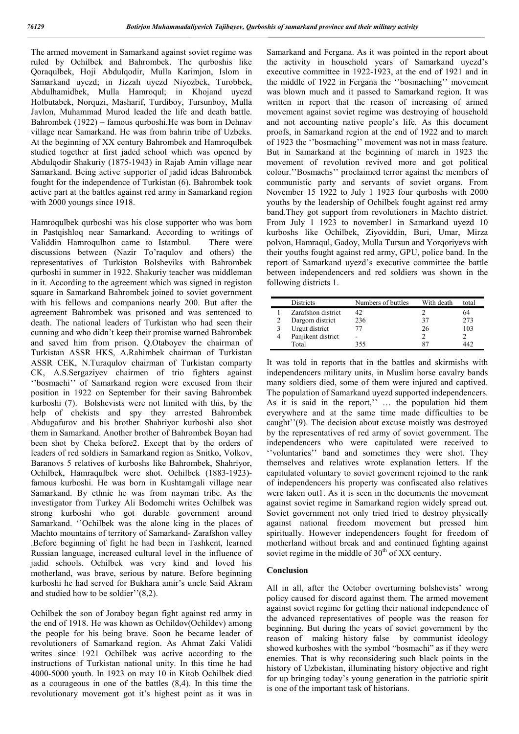The armed movement in Samarkand against soviet regime was ruled by Ochilbek and Bahrombek. The qurboshis like Qoraqulbek, Hoji Abdulqodir, Mulla Karimjon, Islom in Samarkand uyezd; in Jizzah uyezd Niyozbek, Turobbek, Abdulhamidbek, Mulla Hamroqul; in Khojand uyezd Holbutabek, Norquzi, Masharif, Turdiboy, Tursunboy, Mulla Javlon, Muhammad Murod leaded the life and death battle. Bahrombek (1922) – famous qurboshi.He was born in Dehnav village near Samarkand. He was from bahrin tribe of Uzbeks. At the beginning of XX century Bahrombek and Hamroqulbek studied together at first jaded school which was opened by Abdulqodir Shakuriy (1875-1943) in Rajab Amin village near Samarkand. Being active supporter of jadid ideas Bahrombek fought for the independence of Turkistan (6). Bahrombek took active part at the battles against red army in Samarkand region with 2000 youngs since 1918.

Hamroqulbek qurboshi was his close supporter who was born in Pastqishloq near Samarkand. According to writings of Validdin Hamroqulhon came to Istambul. There were discussions between (Nazir To'raqulov and others) the representatives of Turkiston Bolsheviks with Bahrombek qurboshi in summer in 1922. Shakuriy teacher was middleman in it. According to the agreement which was signed in registon square in Samarkand Bahrombek joined to soviet government with his fellows and companions nearly 200. But after the agreement Bahrombek was prisoned and was sentenced to death. The national leaders of Turkistan who had seen their cunning and who didn't keep their promise warned Bahrombek and saved him from prison. Q.Otaboyev the chairman of Turkistan ASSR HKS, A.Rahimbek chairman of Turkistan ASSR CEK, N.Turaqulov chairman of Turkistan comparty CK, A.S.Sergaziyev chairmen of trio fighters against ''bosmachi'' of Samarkand region were excused from their position in 1922 on September for their saving Bahrombek kurboshi (7). Bolshevists were not limited with this, by the help of chekists and spy they arrested Bahrombek Abdugafurov and his brother Shahriyor kurboshi also shot them in Samarkand. Another brother of Bahrombek Boyan had been shot by Cheka before2. Except that by the orders of leaders of red soldiers in Samarkand region as Snitko, Volkov, Baranovs 5 relatives of kurboshs like Bahrombek, Shahriyor, Ochilbek, Hamraqulbek were shot. Ochilbek (1883-1923)-famous kuroshi. He was born in Kushtamgali village near Samarkand. By ethnic he was from nayman tribe. As the investigator from Turkey Ali Bodomchi writes Ochilbek was strong kurboshi who got durable government around Samarkand. ''Ochilbek was the alone king in the places of Machto mountains of territory of Samarkand- Zarafshon valley .Before beginning of fight he had been in Tashkent, learned Russian language, increased cultural level in the influence of jadid schools. Ochilbek was very kind and loved his motherland, was brave, serious by nature. Before beginning kurboshi he had served for Bukhara amir's uncle Said Akram and studied how to be soldier''(8,2).

Ochilbek the son of Joraboy began fight against red army in the end of 1918. He was khown as Ochildov(Ochildev) among the people for his being brave. Soon he became leader of revolutioners of Samarkand region. As Ahmat Zaki Validi writes since 1921 Ochilbek was active according to the instructions of Turkistan national unity. In this time he had 4000-5000 youth. In 1923 on may 10 in Kitob Ochilbek died as a courageous in one of the battles (8,4). In this time the revolutionary movement got it's highest point as it was in Samarkand and Fergana. As it was pointed in the report about the activity in household years of Samarkand uyezd's executive committee in 1922-1923, at the end of 1921 and in the middle of 1922 in Fergana the ''bosmaching'' movement was blown much and it passed to Samarkand region. It was written in report that the reason of increasing of armed movement against soviet regime was destroying of household and not accounting native people's life. As this document proofs, in Samarkand region at the end of 1922 and to march of 1923 the ''bosmaching'' movement was not in mass feature. But in Samarkand at the beginning of march in 1923 the movement of revolution revived more and got political colour.''Bosmachs'' proclaimed terror against the members of communistic party and servants of soviet organs. From November 15 1922 to July 1 1923 four qurboshs with 2000 youths by the leadership of Ochilbek fought against red army band.They got support from revolutioners in Machto district. From July 1 1923 to november1 in Samarkand uyezd 10 kurboshs like Ochilbek, Ziyoviddin, Buri, Umar, Mirza polvon, Hamraqul, Gadoy, Mulla Tursun and Yorqoriyevs with their youths fought against red army, GPU, police band. In the report of Samarkand uyezd's executive committee the battle between independencers and red soldiers was shown in the following districts 1.

| | Districts | Numbers of buttles | With death | total |
|---|---|---|---|---|
| 1 | Zarafshon district | 42 | 2 | 64 |
| 2 | Dargom district | 236 | 37 | 273 |
| 3 | Urgut district | 77 | 26 | 103 |
| 4 | Panjikent district | - | 2 | 2 |
| | Total | 355 | 87 | 442 |

It was told in reports that in the battles and skirmishs with independencers military units, in Muslim horse cavalry bands many soldiers died, some of them were injured and captived. The population of Samarkand uyezd supported independencers. As it is said in the report,'' … the population hid them everywhere and at the same time made difficulties to be caught''(9). The decision about excuse moistly was destroyed by the representatives of red army of soviet government. The independencers who were capitulated were received to ''voluntaries'' band and sometimes they were shot. They themselves and relatives wrote explanation letters. If the capitulated voluntary to soviet goverment rejoined to the rank of independencers his property was confiscated also relatives were taken out1. As it is seen in the documents the movement against soviet regime in Samarkand region widely spread out. Soviet government not only tried tried to destroy physically against national freedom movement but pressed him spiritually. However independencers fought for freedom of motherland without break and and continued fighting against soviet regime in the middle of 30th of XX century.

## Conclusion

All in all, after the October overturning bolshevists' wrong policy caused for discord against them. The armed movement against soviet regime for getting their national independence of the advanced representatives of people was the reason for beginning. But during the years of soviet government by the reason of making history false by communist ideology showed kurboshes with the symbol "bosmachi" as if they were enemies. That is why reconsidering such black points in the history of Uzbekistan, illuminating history objective and right for up bringing today's young generation in the patriotic spirit is one of the important task of historians.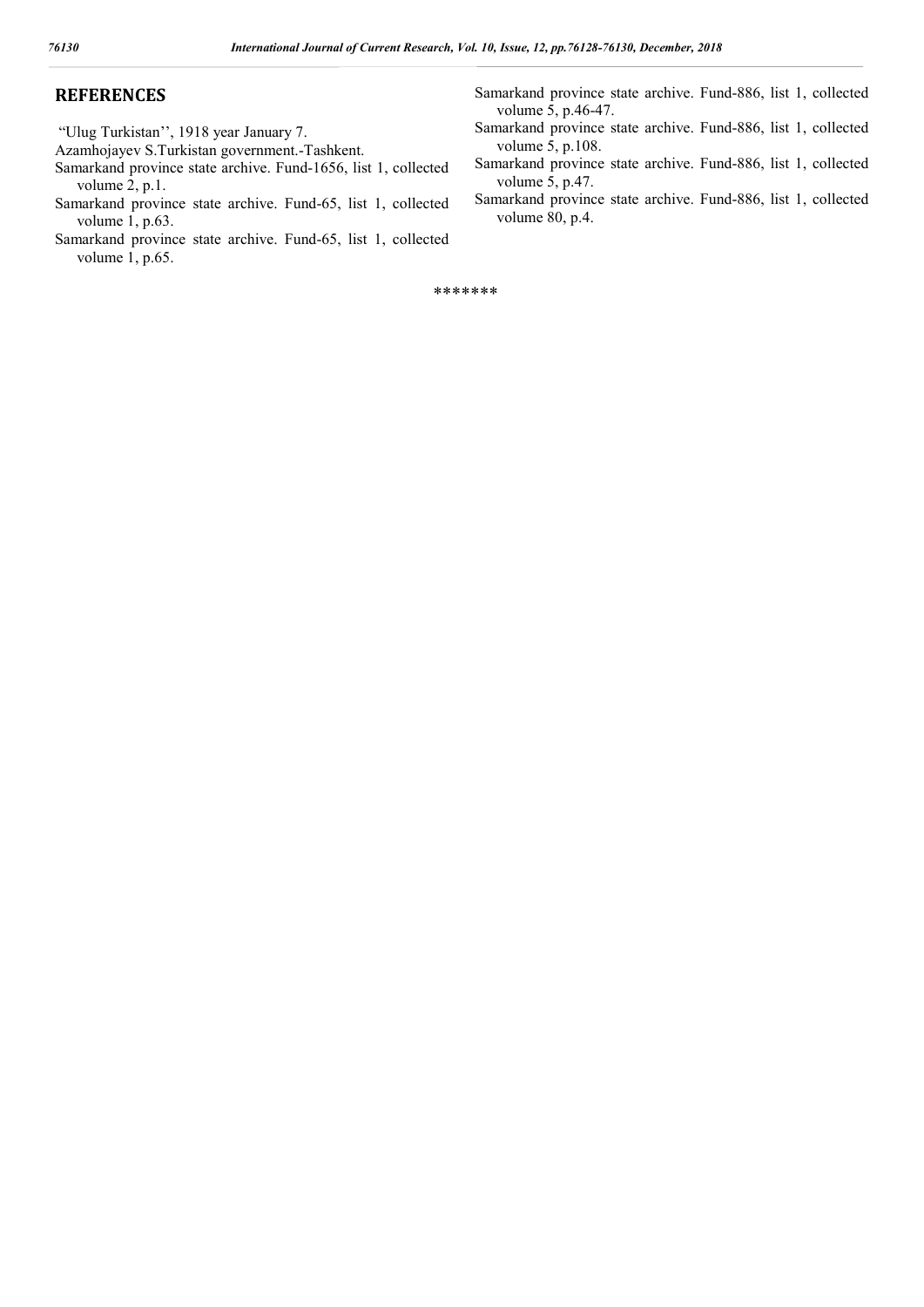## REFERENCES

"Ulug Turkistan'', 1918 year January 7.

Azamhojayev S.Turkistan government.-Tashkent.

Samarkand province state archive. Fund-1656, list 1, collected volume 2, p.1.

Samarkand province state archive. Fund-65, list 1, collected volume 1, p.63.

Samarkand province state archive. Fund-65, list 1, collected volume 1, p.65.

Samarkand province state archive. Fund-886, list 1, collected volume 5, p.46-47.

Samarkand province state archive. Fund-886, list 1, collected volume 5, p.108.

Samarkand province state archive. Fund-886, list 1, collected volume 5, p.47.

Samarkand province state archive. Fund-886, list 1, collected volume 80, p.4.

*******